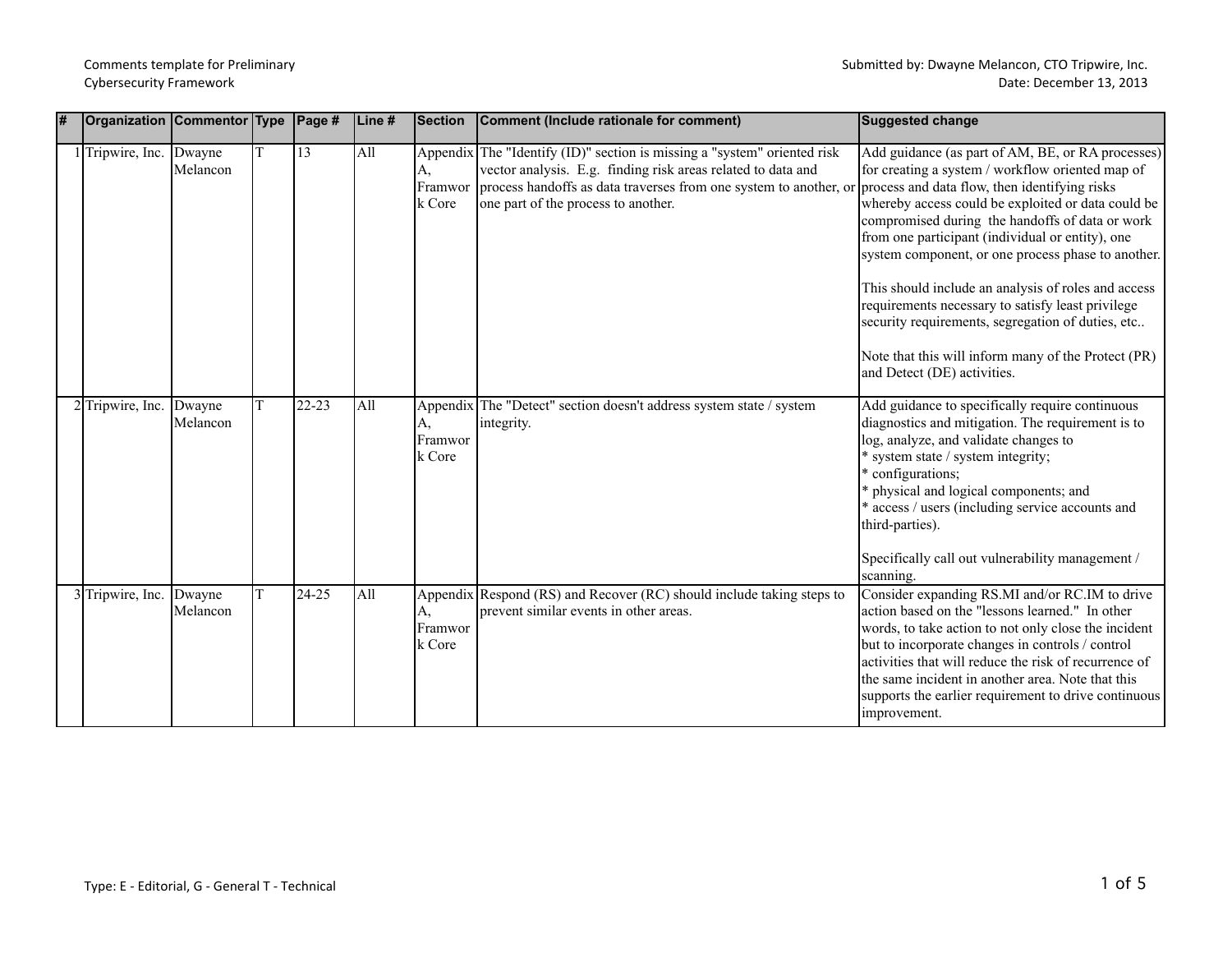Comments template for Preliminary Cybersecurity Framework

Submitted by: Dwayne Melancon, CTO Tripwire, Inc.
Date: December 13, 2013

| # | Organization | Commentor | Type | Page # | Line # | Section | Comment (Include rationale for comment) | Suggested change |
|---|---|---|---|---|---|---|---|---|
| 1 | Tripwire, Inc. | Dwayne Melancon | T | 13 | All | Appendix A, Framework Core | The "Identify (ID)" section is missing a "system" oriented risk vector analysis. E.g. finding risk areas related to data and process handoffs as data traverses from one system to another, or one part of the process to another. | Add guidance (as part of AM, BE, or RA processes) for creating a system / workflow oriented map of process and data flow, then identifying risks whereby access could be exploited or data could be compromised during the handoffs of data or work from one participant (individual or entity), one system component, or one process phase to another.<br><br>This should include an analysis of roles and access requirements necessary to satisfy least privilege security requirements, segregation of duties, etc..<br><br>Note that this will inform many of the Protect (PR) and Detect (DE) activities. |
| 2 | Tripwire, Inc. | Dwayne Melancon | T | 22-23 | All | Appendix A, Framework Core | The "Detect" section doesn't address system state / system integrity. | Add guidance to specifically require continuous diagnostics and mitigation. The requirement is to log, analyze, and validate changes to<br>* system state / system integrity;<br>* configurations;<br>* physical and logical components; and<br>* access / users (including service accounts and third-parties).<br><br>Specifically call out vulnerability management / scanning. |
| 3 | Tripwire, Inc. | Dwayne Melancon | T | 24-25 | All | Appendix A, Framework Core | Respond (RS) and Recover (RC) should include taking steps to prevent similar events in other areas. | Consider expanding RS.MI and/or RC.IM to drive action based on the "lessons learned." In other words, to take action to not only close the incident but to incorporate changes in controls / control activities that will reduce the risk of recurrence of the same incident in another area. Note that this supports the earlier requirement to drive continuous improvement. |

Type: E - Editorial, G - General T - Technical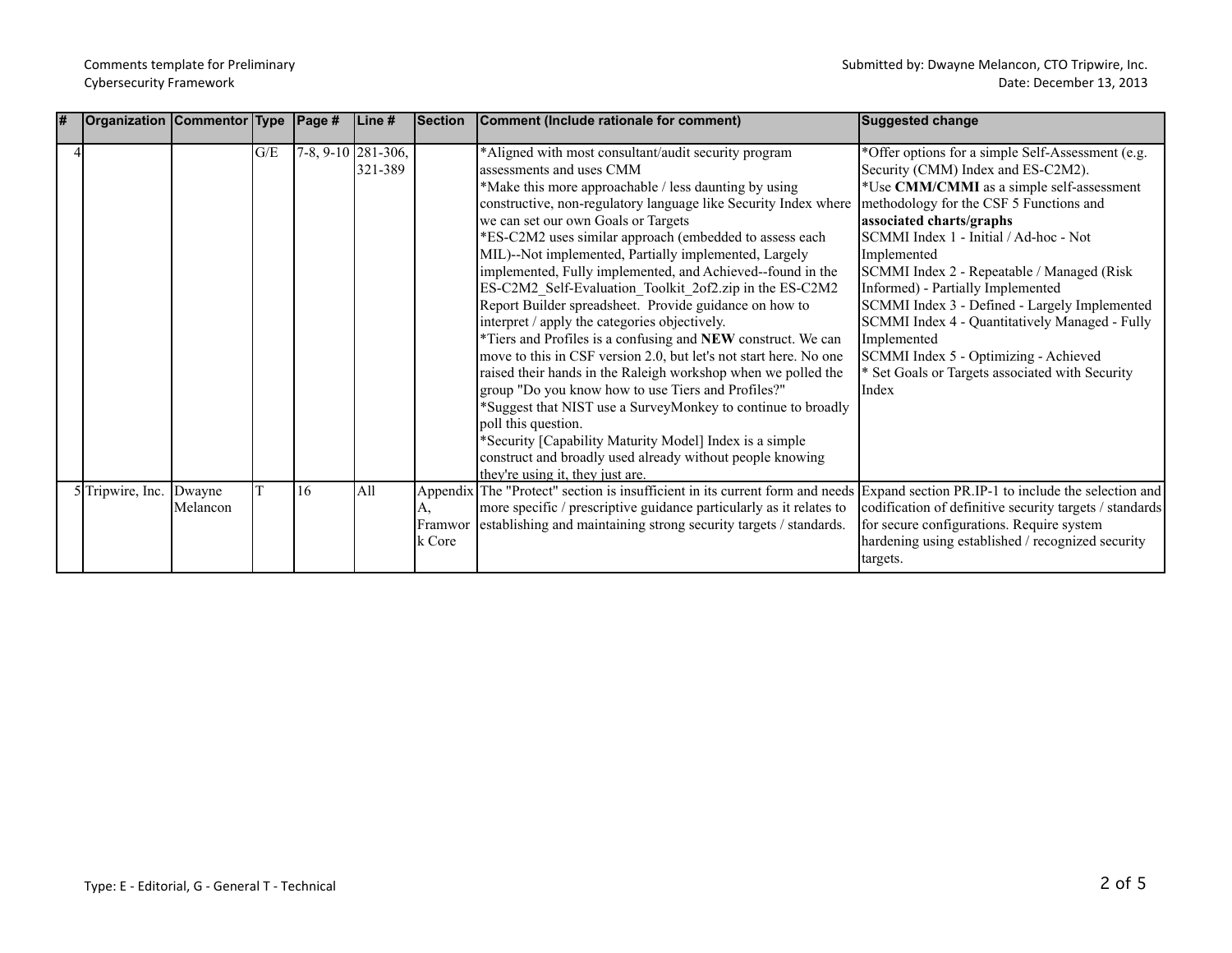Comments template for Preliminary Cybersecurity Framework

Submitted by: Dwayne Melancon, CTO Tripwire, Inc.
Date: December 13, 2013

| # | Organization | Commentor | Type | Page # | Line # | Section | Comment (Include rationale for comment) | Suggested change |
|---|---|---|---|---|---|---|---|---|
| 4 | | | G/E | 7-8, 9-10 | 281-306, 321-389 | | *Aligned with most consultant/audit security program assessments and uses CMM<br>*Make this more approachable / less daunting by using constructive, non-regulatory language like Security Index where we can set our own Goals or Targets<br>*ES-C2M2 uses similar approach (embedded to assess each MIL)--Not implemented, Partially implemented, Largely implemented, Fully implemented, and Achieved--found in the ES-C2M2_Self-Evaluation_Toolkit_2of2.zip in the ES-C2M2 Report Builder spreadsheet. Provide guidance on how to interpret / apply the categories objectively.<br>*Tiers and Profiles is a confusing and **NEW** construct. We can move to this in CSF version 2.0, but let's not start here. No one raised their hands in the Raleigh workshop when we polled the group "Do you know how to use Tiers and Profiles?"<br>*Suggest that NIST use a SurveyMonkey to continue to broadly poll this question.<br>*Security [Capability Maturity Model] Index is a simple construct and broadly used already without people knowing they're using it, they just are. | *Offer options for a simple Self-Assessment (e.g. Security (CMM) Index and ES-C2M2).<br>*Use **CMM/CMMI** as a simple self-assessment methodology for the CSF 5 Functions and **associated charts/graphs**<br>SCMMI Index 1 - Initial / Ad-hoc - Not Implemented<br>SCMMI Index 2 - Repeatable / Managed (Risk Informed) - Partially Implemented<br>SCMMI Index 3 - Defined - Largely Implemented<br>SCMMI Index 4 - Quantitatively Managed - Fully Implemented<br>SCMMI Index 5 - Optimizing - Achieved<br>* Set Goals or Targets associated with Security Index |
| 5 | Tripwire, Inc. | Dwayne Melancon | T | 16 | All | Appendix A, Framwork Core | The "Protect" section is insufficient in its current form and needs more specific / prescriptive guidance particularly as it relates to establishing and maintaining strong security targets / standards. | Expand section PR.IP-1 to include the selection and codification of definitive security targets / standards for secure configurations. Require system hardening using established / recognized security targets. |

Type: E - Editorial, G - General T - Technical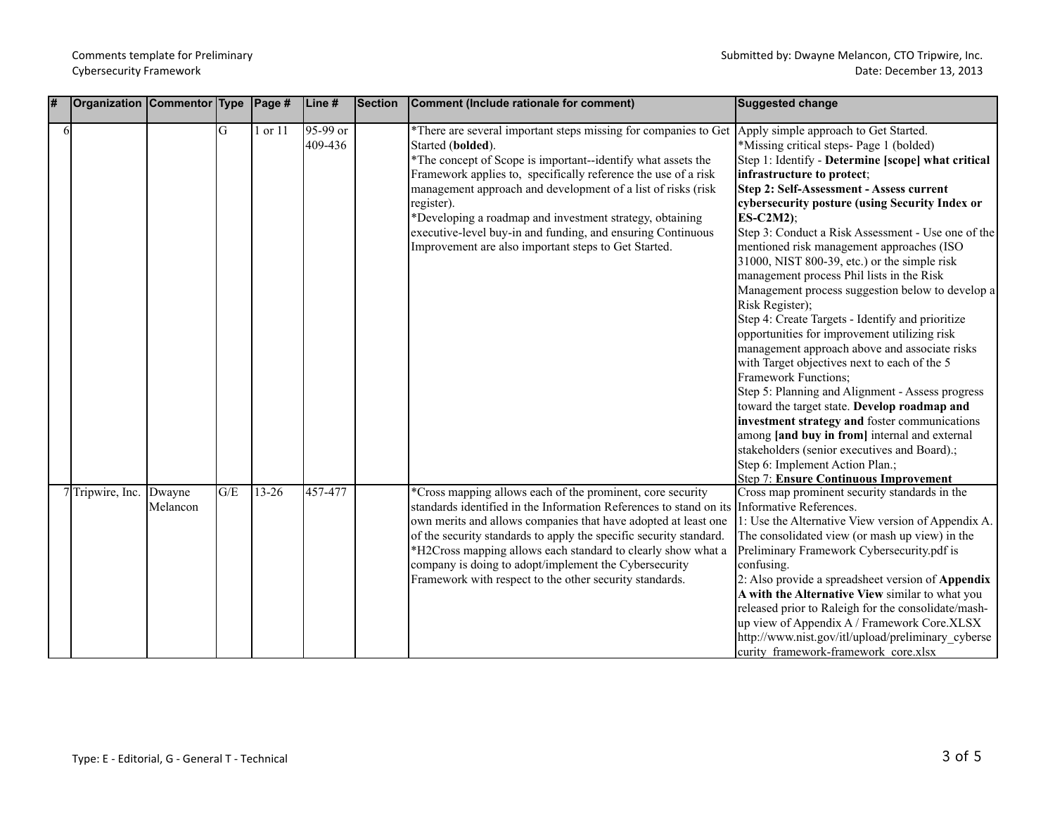| # | Organization | Commentor | Type | Page # | Line # | Section | Comment (Include rationale for comment) | Suggested change |
|---|---|---|---|---|---|---|---|---|
| 6 | | | G | 1 or 11 | 95-99 or 409-436 | | *There are several important steps missing for companies to Get Started (**bolded**).<br>*The concept of Scope is important--identify what assets the Framework applies to, specifically reference the use of a risk management approach and development of a list of risks (risk register).<br>*Developing a roadmap and investment strategy, obtaining executive-level buy-in and funding, and ensuring Continuous Improvement are also important steps to Get Started. | Apply simple approach to Get Started.<br>*Missing critical steps- Page 1 (bolded)<br>Step 1: Identify - **Determine [scope] what critical infrastructure to protect**;<br>**Step 2: Self-Assessment - Assess current cybersecurity posture (using Security Index or ES-C2M2)**;<br>Step 3: Conduct a Risk Assessment - Use one of the mentioned risk management approaches (ISO 31000, NIST 800-39, etc.) or the simple risk management process Phil lists in the Risk Management process suggestion below to develop a Risk Register);<br>Step 4: Create Targets - Identify and prioritize opportunities for improvement utilizing risk management approach above and associate risks with Target objectives next to each of the 5 Framework Functions;<br>Step 5: Planning and Alignment - Assess progress toward the target state. **Develop roadmap and investment strategy and** foster communications among **[and buy in from]** internal and external stakeholders (senior executives and Board).;<br>Step 6: Implement Action Plan.;<br>Step 7: **Ensure Continuous Improvement** |
| 7 | Tripwire, Inc. | Dwayne Melancon | G/E | 13-26 | 457-477 | | *Cross mapping allows each of the prominent, core security standards identified in the Information References to stand on its own merits and allows companies that have adopted at least one of the security standards to apply the specific security standard.<br>*H2Cross mapping allows each standard to clearly show what a company is doing to adopt/implement the Cybersecurity Framework with respect to the other security standards. | Cross map prominent security standards in the Informative References.<br>1: Use the Alternative View version of Appendix A. The consolidated view (or mash up view) in the Preliminary Framework Cybersecurity.pdf is confusing.<br>2: Also provide a spreadsheet version of **Appendix A with the Alternative View** similar to what you released prior to Raleigh for the consolidate/mash-up view of Appendix A / Framework Core.XLSX http://www.nist.gov/itl/upload/preliminary_cybersecurity_framework-framework_core.xlsx |

Type: E - Editorial, G - General T - Technical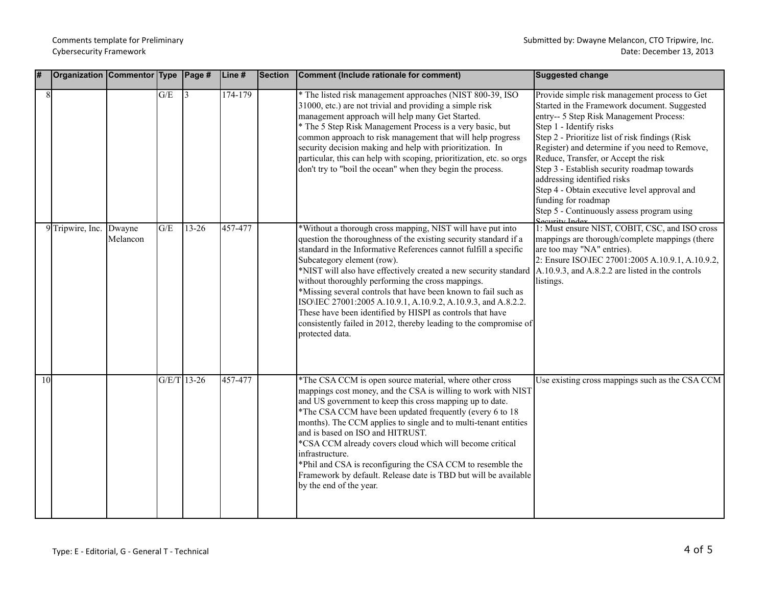| # | Organization | Commentor | Type | Page # | Line # | Section | Comment (Include rationale for comment) | Suggested change |
|---|---|---|---|---|---|---|---|---|
| 8 | | | G/E | 3 | 174-179 | | * The listed risk management approaches (NIST 800-39, ISO 31000, etc.) are not trivial and providing a simple risk management approach will help many Get Started.<br>* The 5 Step Risk Management Process is a very basic, but common approach to risk management that will help progress security decision making and help with prioritization. In particular, this can help with scoping, prioritization, etc. so orgs don't try to "boil the ocean" when they begin the process. | Provide simple risk management process to Get Started in the Framework document. Suggested entry-- 5 Step Risk Management Process:<br>Step 1 - Identify risks<br>Step 2 - Prioritize list of risk findings (Risk Register) and determine if you need to Remove, Reduce, Transfer, or Accept the risk<br>Step 3 - Establish security roadmap towards addressing identified risks<br>Step 4 - Obtain executive level approval and funding for roadmap<br>Step 5 - Continuously assess program using Security Index |
| 9 | Tripwire, Inc. | Dwayne Melancon | G/E | 13-26 | 457-477 | | *Without a thorough cross mapping, NIST will have put into question the thoroughness of the existing security standard if a standard in the Informative References cannot fulfill a specific Subcategory element (row).<br>*NIST will also have effectively created a new security standard without thoroughly performing the cross mappings.<br>*Missing several controls that have been known to fail such as ISO\IEC 27001:2005 A.10.9.1, A.10.9.2, A.10.9.3, and A.8.2.2. These have been identified by HISPI as controls that have consistently failed in 2012, thereby leading to the compromise of protected data. | 1: Must ensure NIST, COBIT, CSC, and ISO cross mappings are thorough/complete mappings (there are too may "NA" entries).<br>2: Ensure ISO\IEC 27001:2005 A.10.9.1, A.10.9.2, A.10.9.3, and A.8.2.2 are listed in the controls listings. |
| 10 | | | G/E/T | 13-26 | 457-477 | | *The CSA CCM is open source material, where other cross mappings cost money, and the CSA is willing to work with NIST and US government to keep this cross mapping up to date.<br>*The CSA CCM have been updated frequently (every 6 to 18 months). The CCM applies to single and to multi-tenant entities and is based on ISO and HITRUST.<br>*CSA CCM already covers cloud which will become critical infrastructure.<br>*Phil and CSA is reconfiguring the CSA CCM to resemble the Framework by default. Release date is TBD but will be available by the end of the year. | Use existing cross mappings such as the CSA CCM |

Type: E - Editorial, G - General T - Technical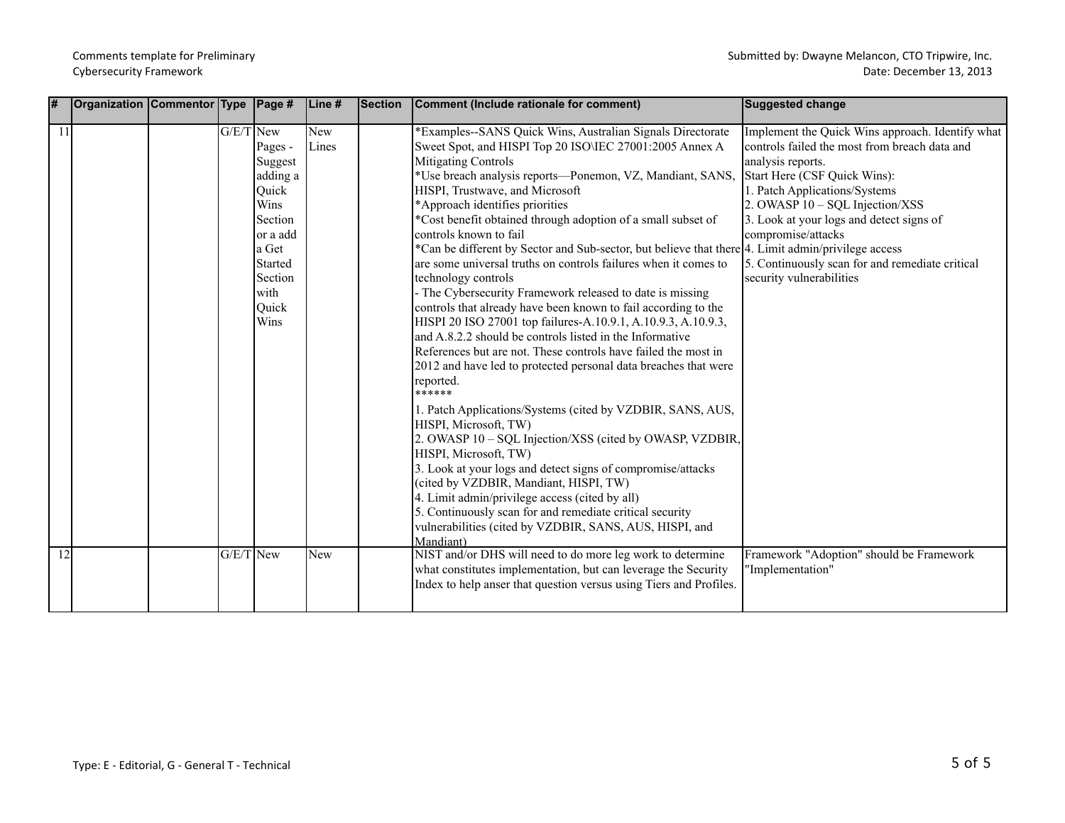Comments template for Preliminary Cybersecurity Framework

Submitted by: Dwayne Melancon, CTO Tripwire, Inc.
Date: December 13, 2013

| # | Organization | Commentor | Type | Page # | Line # | Section | Comment (Include rationale for comment) | Suggested change |
|---|---|---|---|---|---|---|---|---|
| 11 | | | G/E/T | New Pages - Suggest adding a Quick Wins Section or a add a Get Started Section with Quick Wins | New Lines | | *Examples--SANS Quick Wins, Australian Signals Directorate Sweet Spot, and HISPI Top 20 ISO\IEC 27001:2005 Annex A Mitigating Controls<br>*Use breach analysis reports—Ponemon, VZ, Mandiant, SANS, HISPI, Trustwave, and Microsoft<br>*Approach identifies priorities<br>*Cost benefit obtained through adoption of a small subset of controls known to fail<br>*Can be different by Sector and Sub-sector, but believe that there are some universal truths on controls failures when it comes to technology controls<br>- The Cybersecurity Framework released to date is missing controls that already have been known to fail according to the HISPI 20 ISO 27001 top failures-A.10.9.1, A.10.9.3, A.10.9.3, and A.8.2.2 should be controls listed in the Informative References but are not. These controls have failed the most in 2012 and have led to protected personal data breaches that were reported.<br>******<br>1. Patch Applications/Systems (cited by VZDBIR, SANS, AUS, HISPI, Microsoft, TW)<br>2. OWASP 10 – SQL Injection/XSS (cited by OWASP, VZDBIR, HISPI, Microsoft, TW)<br>3. Look at your logs and detect signs of compromise/attacks (cited by VZDBIR, Mandiant, HISPI, TW)<br>4. Limit admin/privilege access (cited by all)<br>5. Continuously scan for and remediate critical security vulnerabilities (cited by VZDBIR, SANS, AUS, HISPI, and Mandiant) | Implement the Quick Wins approach. Identify what controls failed the most from breach data and analysis reports.<br>Start Here (CSF Quick Wins):<br>1. Patch Applications/Systems<br>2. OWASP 10 – SQL Injection/XSS<br>3. Look at your logs and detect signs of compromise/attacks<br>4. Limit admin/privilege access<br>5. Continuously scan for and remediate critical security vulnerabilities |
| 12 | | | G/E/T | New | New | | NIST and/or DHS will need to do more leg work to determine what constitutes implementation, but can leverage the Security Index to help anser that question versus using Tiers and Profiles. | Framework "Adoption" should be Framework "Implementation" |

Type: E - Editorial, G - General T - Technical